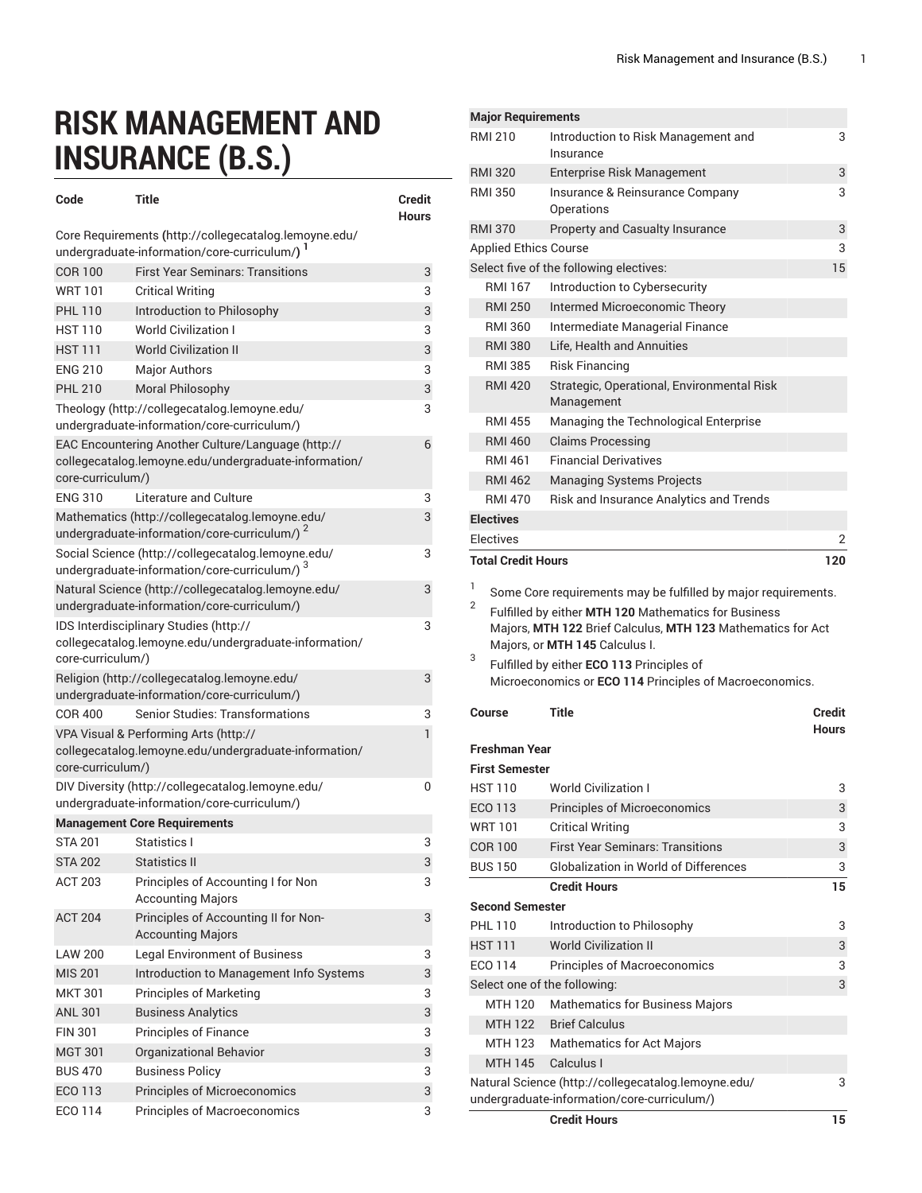# RISK MANAGEMENT AND INSURANCE (B.S.)

| Code | Title | Credit Hours |
|---|---|---|
| Core Requirements (http://collegecatalog.lemoyne.edu/undergraduate-information/core-curriculum/) [1] | | |
| COR 100 | First Year Seminars: Transitions | 3 |
| WRT 101 | Critical Writing | 3 |
| PHL 110 | Introduction to Philosophy | 3 |
| HST 110 | World Civilization I | 3 |
| HST 111 | World Civilization II | 3 |
| ENG 210 | Major Authors | 3 |
| PHL 210 | Moral Philosophy | 3 |
| Theology (http://collegecatalog.lemoyne.edu/undergraduate-information/core-curriculum/) | | 3 |
| EAC Encountering Another Culture/Language (http://collegecatalog.lemoyne.edu/undergraduate-information/core-curriculum/) | | 6 |
| ENG 310 | Literature and Culture | 3 |
| Mathematics (http://collegecatalog.lemoyne.edu/undergraduate-information/core-curriculum/) [2] | | 3 |
| Social Science (http://collegecatalog.lemoyne.edu/undergraduate-information/core-curriculum/) [3] | | 3 |
| Natural Science (http://collegecatalog.lemoyne.edu/undergraduate-information/core-curriculum/) | | 3 |
| IDS Interdisciplinary Studies (http://collegecatalog.lemoyne.edu/undergraduate-information/core-curriculum/) | | 3 |
| Religion (http://collegecatalog.lemoyne.edu/undergraduate-information/core-curriculum/) | | 3 |
| COR 400 | Senior Studies: Transformations | 3 |
| VPA Visual & Performing Arts (http://collegecatalog.lemoyne.edu/undergraduate-information/core-curriculum/) | | 1 |
| DIV Diversity (http://collegecatalog.lemoyne.edu/undergraduate-information/core-curriculum/) | | 0 |
| **Management Core Requirements** | | |
| STA 201 | Statistics I | 3 |
| STA 202 | Statistics II | 3 |
| ACT 203 | Principles of Accounting I for Non Accounting Majors | 3 |
| ACT 204 | Principles of Accounting II for Non-Accounting Majors | 3 |
| LAW 200 | Legal Environment of Business | 3 |
| MIS 201 | Introduction to Management Info Systems | 3 |
| MKT 301 | Principles of Marketing | 3 |
| ANL 301 | Business Analytics | 3 |
| FIN 301 | Principles of Finance | 3 |
| MGT 301 | Organizational Behavior | 3 |
| BUS 470 | Business Policy | 3 |
| ECO 113 | Principles of Microeconomics | 3 |
| ECO 114 | Principles of Macroeconomics | 3 |
| **Major Requirements** | | |
| RMI 210 | Introduction to Risk Management and Insurance | 3 |
| RMI 320 | Enterprise Risk Management | 3 |
| RMI 350 | Insurance & Reinsurance Company Operations | 3 |
| RMI 370 | Property and Casualty Insurance | 3 |
| Applied Ethics Course | | 3 |
| Select five of the following electives: | | 15 |
| RMI 167 | Introduction to Cybersecurity | |
| RMI 250 | Intermed Microeconomic Theory | |
| RMI 360 | Intermediate Managerial Finance | |
| RMI 380 | Life, Health and Annuities | |
| RMI 385 | Risk Financing | |
| RMI 420 | Strategic, Operational, Environmental Risk Management | |
| RMI 455 | Managing the Technological Enterprise | |
| RMI 460 | Claims Processing | |
| RMI 461 | Financial Derivatives | |
| RMI 462 | Managing Systems Projects | |
| RMI 470 | Risk and Insurance Analytics and Trends | |
| **Electives** | | |
| Electives | | 2 |
| **Total Credit Hours** | | **120** |

1. Some Core requirements may be fulfilled by major requirements.
2. Fulfilled by either **MTH 120** Mathematics for Business Majors, **MTH 122** Brief Calculus, **MTH 123** Mathematics for Act Majors, or **MTH 145** Calculus I.
3. Fulfilled by either **ECO 113** Principles of Microeconomics or **ECO 114** Principles of Macroeconomics.

| Course | Title | Credit Hours |
|---|---|---|
| **Freshman Year** | | |
| **First Semester** | | |
| HST 110 | World Civilization I | 3 |
| ECO 113 | Principles of Microeconomics | 3 |
| WRT 101 | Critical Writing | 3 |
| COR 100 | First Year Seminars: Transitions | 3 |
| BUS 150 | Globalization in World of Differences | 3 |
| | **Credit Hours** | **15** |
| **Second Semester** | | |
| PHL 110 | Introduction to Philosophy | 3 |
| HST 111 | World Civilization II | 3 |
| ECO 114 | Principles of Macroeconomics | 3 |
| Select one of the following: | | 3 |
| MTH 120 | Mathematics for Business Majors | |
| MTH 122 | Brief Calculus | |
| MTH 123 | Mathematics for Act Majors | |
| MTH 145 | Calculus I | |
| Natural Science (http://collegecatalog.lemoyne.edu/undergraduate-information/core-curriculum/) | | 3 |
| | **Credit Hours** | **15** |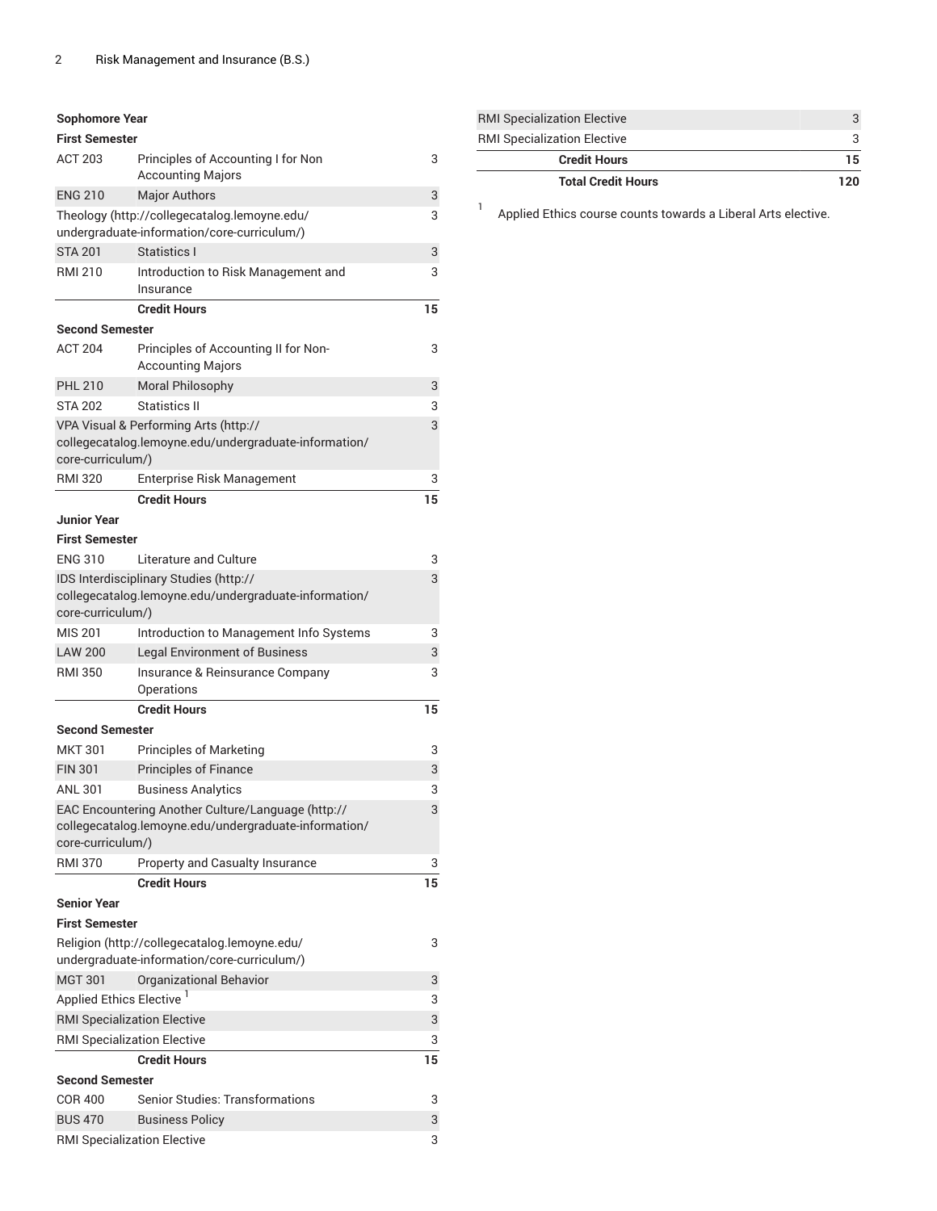| | | |
|---|---|---|
| **Sophomore Year** | | |
| **First Semester** | | |
| ACT 203 | Principles of Accounting I for Non Accounting Majors | 3 |
| ENG 210 | Major Authors | 3 |
| Theology (http://collegecatalog.lemoyne.edu/undergraduate-information/core-curriculum/) | | 3 |
| STA 201 | Statistics I | 3 |
| RMI 210 | Introduction to Risk Management and Insurance | 3 |
| | **Credit Hours** | **15** |
| **Second Semester** | | |
| ACT 204 | Principles of Accounting II for Non-Accounting Majors | 3 |
| PHL 210 | Moral Philosophy | 3 |
| STA 202 | Statistics II | 3 |
| VPA Visual & Performing Arts (http://collegecatalog.lemoyne.edu/undergraduate-information/core-curriculum/) | | 3 |
| RMI 320 | Enterprise Risk Management | 3 |
| | **Credit Hours** | **15** |
| **Junior Year** | | |
| **First Semester** | | |
| ENG 310 | Literature and Culture | 3 |
| IDS Interdisciplinary Studies (http://collegecatalog.lemoyne.edu/undergraduate-information/core-curriculum/) | | 3 |
| MIS 201 | Introduction to Management Info Systems | 3 |
| LAW 200 | Legal Environment of Business | 3 |
| RMI 350 | Insurance & Reinsurance Company Operations | 3 |
| | **Credit Hours** | **15** |
| **Second Semester** | | |
| MKT 301 | Principles of Marketing | 3 |
| FIN 301 | Principles of Finance | 3 |
| ANL 301 | Business Analytics | 3 |
| EAC Encountering Another Culture/Language (http://collegecatalog.lemoyne.edu/undergraduate-information/core-curriculum/) | | 3 |
| RMI 370 | Property and Casualty Insurance | 3 |
| | **Credit Hours** | **15** |
| **Senior Year** | | |
| **First Semester** | | |
| Religion (http://collegecatalog.lemoyne.edu/undergraduate-information/core-curriculum/) | | 3 |
| MGT 301 | Organizational Behavior | 3 |
| Applied Ethics Elective [1] | | 3 |
| RMI Specialization Elective | | 3 |
| RMI Specialization Elective | | 3 |
| | **Credit Hours** | **15** |
| **Second Semester** | | |
| COR 400 | Senior Studies: Transformations | 3 |
| BUS 470 | Business Policy | 3 |
| RMI Specialization Elective | | 3 |
| RMI Specialization Elective | | 3 |
| RMI Specialization Elective | | 3 |
| | **Credit Hours** | **15** |
| | **Total Credit Hours** | **120** |

[1] Applied Ethics course counts towards a Liberal Arts elective.